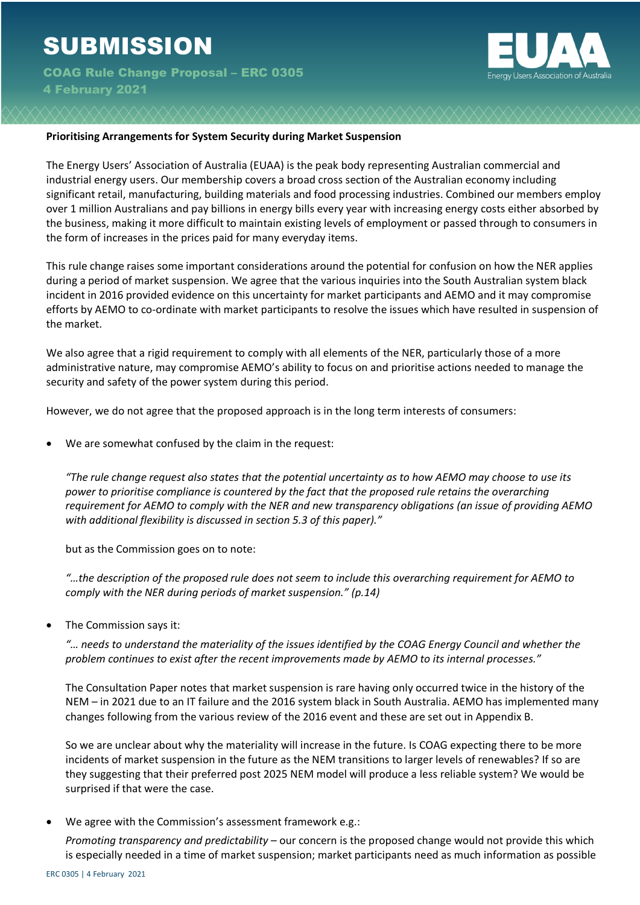# SUBMISSION

**COAG Rule Change Proposal – ERC 0305**
**4 February 2021**

EUAA
Energy Users Association of Australia

**Prioritising Arrangements for System Security during Market Suspension**

The Energy Users' Association of Australia (EUAA) is the peak body representing Australian commercial and industrial energy users. Our membership covers a broad cross section of the Australian economy including significant retail, manufacturing, building materials and food processing industries. Combined our members employ over 1 million Australians and pay billions in energy bills every year with increasing energy costs either absorbed by the business, making it more difficult to maintain existing levels of employment or passed through to consumers in the form of increases in the prices paid for many everyday items.

This rule change raises some important considerations around the potential for confusion on how the NER applies during a period of market suspension. We agree that the various inquiries into the South Australian system black incident in 2016 provided evidence on this uncertainty for market participants and AEMO and it may compromise efforts by AEMO to co-ordinate with market participants to resolve the issues which have resulted in suspension of the market.

We also agree that a rigid requirement to comply with all elements of the NER, particularly those of a more administrative nature, may compromise AEMO's ability to focus on and prioritise actions needed to manage the security and safety of the power system during this period.

However, we do not agree that the proposed approach is in the long term interests of consumers:

- We are somewhat confused by the claim in the request:

  *"The rule change request also states that the potential uncertainty as to how AEMO may choose to use its power to prioritise compliance is countered by the fact that the proposed rule retains the overarching requirement for AEMO to comply with the NER and new transparency obligations (an issue of providing AEMO with additional flexibility is discussed in section 5.3 of this paper)."*

  but as the Commission goes on to note:

  *"…the description of the proposed rule does not seem to include this overarching requirement for AEMO to comply with the NER during periods of market suspension." (p.14)*

- The Commission says it:

  *"… needs to understand the materiality of the issues identified by the COAG Energy Council and whether the problem continues to exist after the recent improvements made by AEMO to its internal processes."*

  The Consultation Paper notes that market suspension is rare having only occurred twice in the history of the NEM – in 2021 due to an IT failure and the 2016 system black in South Australia. AEMO has implemented many changes following from the various review of the 2016 event and these are set out in Appendix B.

  So we are unclear about why the materiality will increase in the future. Is COAG expecting there to be more incidents of market suspension in the future as the NEM transitions to larger levels of renewables? If so are they suggesting that their preferred post 2025 NEM model will produce a less reliable system? We would be surprised if that were the case.

- We agree with the Commission's assessment framework e.g.:

  *Promoting transparency and predictability* – our concern is the proposed change would not provide this which is especially needed in a time of market suspension; market participants need as much information as possible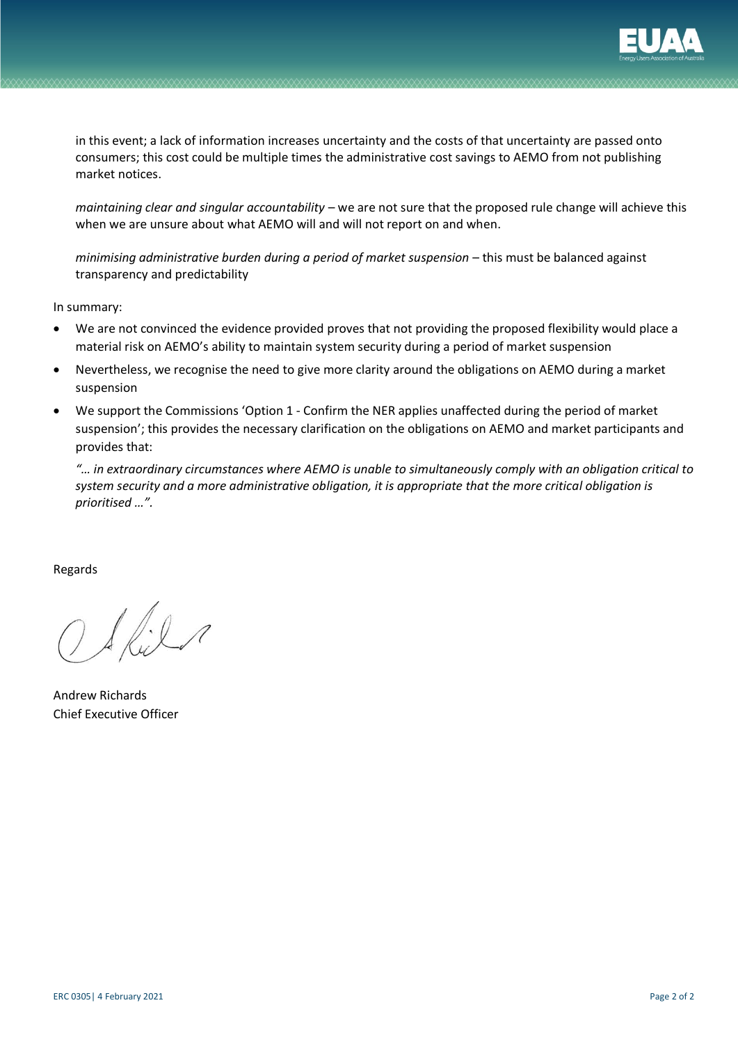in this event; a lack of information increases uncertainty and the costs of that uncertainty are passed onto consumers; this cost could be multiple times the administrative cost savings to AEMO from not publishing market notices.

*maintaining clear and singular accountability* – we are not sure that the proposed rule change will achieve this when we are unsure about what AEMO will and will not report on and when.

*minimising administrative burden during a period of market suspension* – this must be balanced against transparency and predictability

In summary:

- We are not convinced the evidence provided proves that not providing the proposed flexibility would place a material risk on AEMO's ability to maintain system security during a period of market suspension
- Nevertheless, we recognise the need to give more clarity around the obligations on AEMO during a market suspension
- We support the Commissions 'Option 1 - Confirm the NER applies unaffected during the period of market suspension'; this provides the necessary clarification on the obligations on AEMO and market participants and provides that:

  *"… in extraordinary circumstances where AEMO is unable to simultaneously comply with an obligation critical to system security and a more administrative obligation, it is appropriate that the more critical obligation is prioritised …".*

Regards

Andrew Richards
Chief Executive Officer

ERC 0305| 4 February 2021